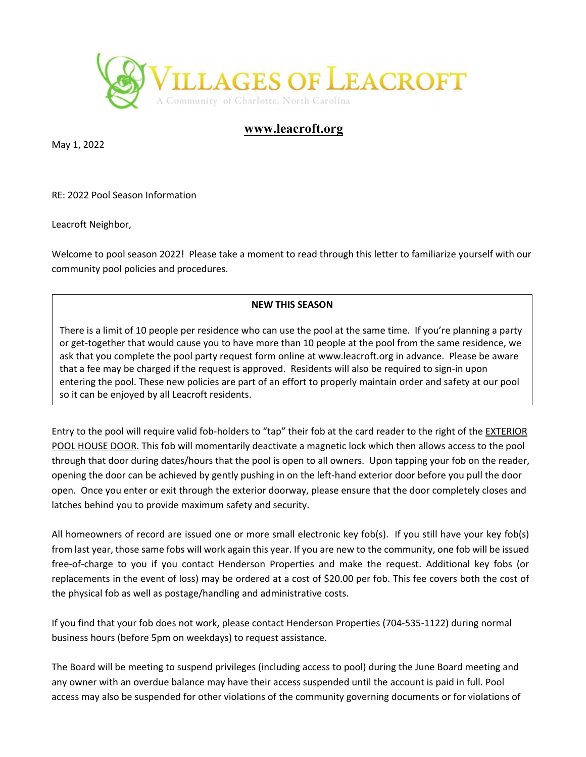# VILLAGES OF LEACROFT

A Community of Charlotte, North Carolina

**www.leacroft.org**

May 1, 2022

RE: 2022 Pool Season Information

Leacroft Neighbor,

Welcome to pool season 2022! Please take a moment to read through this letter to familiarize yourself with our community pool policies and procedures.

> **NEW THIS SEASON**
>
> There is a limit of 10 people per residence who can use the pool at the same time. If you're planning a party or get-together that would cause you to have more than 10 people at the pool from the same residence, we ask that you complete the pool party request form online at www.leacroft.org in advance. Please be aware that a fee may be charged if the request is approved. Residents will also be required to sign-in upon entering the pool. These new policies are part of an effort to properly maintain order and safety at our pool so it can be enjoyed by all Leacroft residents.

Entry to the pool will require valid fob-holders to "tap" their fob at the card reader to the right of the <u>EXTERIOR POOL HOUSE DOOR</u>. This fob will momentarily deactivate a magnetic lock which then allows access to the pool through that door during dates/hours that the pool is open to all owners. Upon tapping your fob on the reader, opening the door can be achieved by gently pushing in on the left-hand exterior door before you pull the door open. Once you enter or exit through the exterior doorway, please ensure that the door completely closes and latches behind you to provide maximum safety and security.

All homeowners of record are issued one or more small electronic key fob(s). If you still have your key fob(s) from last year, those same fobs will work again this year. If you are new to the community, one fob will be issued free-of-charge to you if you contact Henderson Properties and make the request. Additional key fobs (or replacements in the event of loss) may be ordered at a cost of $20.00 per fob. This fee covers both the cost of the physical fob as well as postage/handling and administrative costs.

If you find that your fob does not work, please contact Henderson Properties (704-535-1122) during normal business hours (before 5pm on weekdays) to request assistance.

The Board will be meeting to suspend privileges (including access to pool) during the June Board meeting and any owner with an overdue balance may have their access suspended until the account is paid in full. Pool access may also be suspended for other violations of the community governing documents or for violations of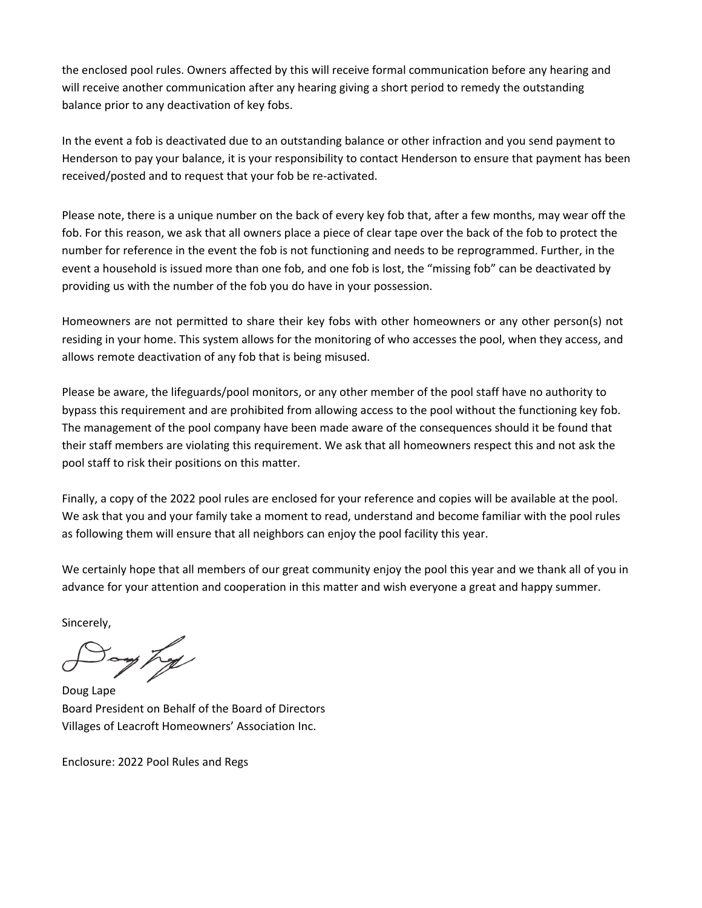the enclosed pool rules. Owners affected by this will receive formal communication before any hearing and will receive another communication after any hearing giving a short period to remedy the outstanding balance prior to any deactivation of key fobs.

In the event a fob is deactivated due to an outstanding balance or other infraction and you send payment to Henderson to pay your balance, it is your responsibility to contact Henderson to ensure that payment has been received/posted and to request that your fob be re-activated.

Please note, there is a unique number on the back of every key fob that, after a few months, may wear off the fob. For this reason, we ask that all owners place a piece of clear tape over the back of the fob to protect the number for reference in the event the fob is not functioning and needs to be reprogrammed. Further, in the event a household is issued more than one fob, and one fob is lost, the "missing fob" can be deactivated by providing us with the number of the fob you do have in your possession.

Homeowners are not permitted to share their key fobs with other homeowners or any other person(s) not residing in your home. This system allows for the monitoring of who accesses the pool, when they access, and allows remote deactivation of any fob that is being misused.

Please be aware, the lifeguards/pool monitors, or any other member of the pool staff have no authority to bypass this requirement and are prohibited from allowing access to the pool without the functioning key fob. The management of the pool company have been made aware of the consequences should it be found that their staff members are violating this requirement. We ask that all homeowners respect this and not ask the pool staff to risk their positions on this matter.

Finally, a copy of the 2022 pool rules are enclosed for your reference and copies will be available at the pool. We ask that you and your family take a moment to read, understand and become familiar with the pool rules as following them will ensure that all neighbors can enjoy the pool facility this year.

We certainly hope that all members of our great community enjoy the pool this year and we thank all of you in advance for your attention and cooperation in this matter and wish everyone a great and happy summer.

Sincerely,

Doug Lape
Board President on Behalf of the Board of Directors
Villages of Leacroft Homeowners' Association Inc.

Enclosure: 2022 Pool Rules and Regs